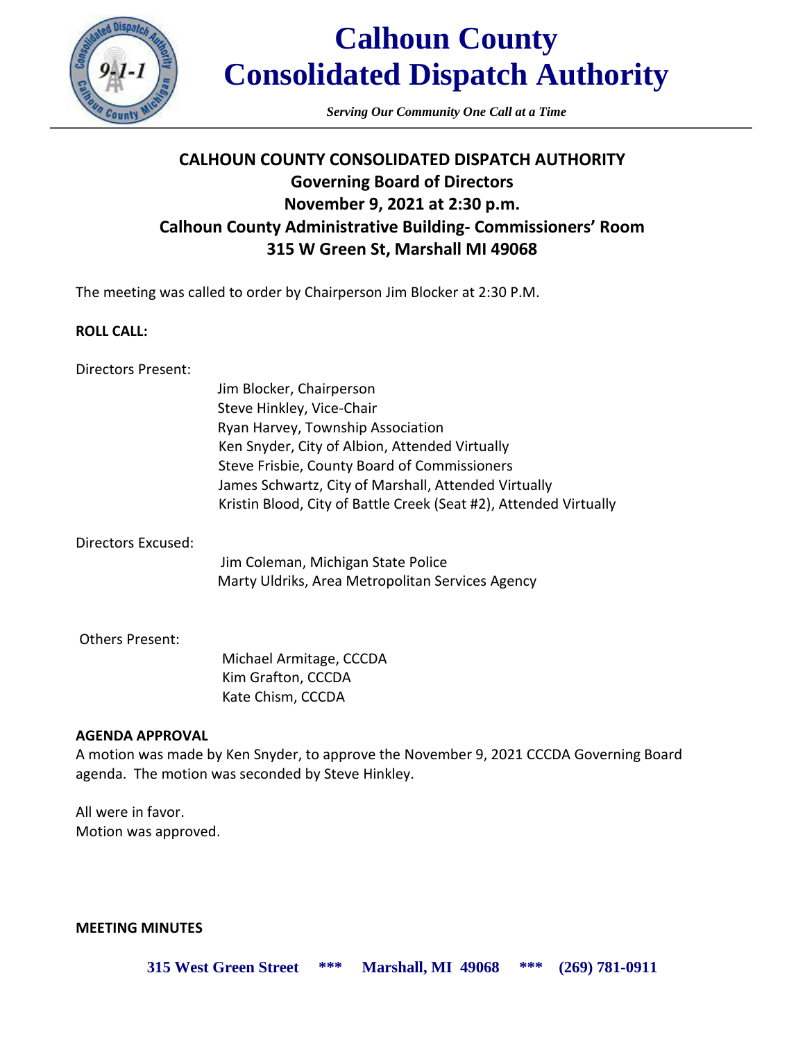# Calhoun County Consolidated Dispatch Authority

*Serving Our Community One Call at a Time*

## CALHOUN COUNTY CONSOLIDATED DISPATCH AUTHORITY
## Governing Board of Directors
## November 9, 2021 at 2:30 p.m.
## Calhoun County Administrative Building- Commissioners' Room
## 315 W Green St, Marshall MI 49068

The meeting was called to order by Chairperson Jim Blocker at 2:30 P.M.

**ROLL CALL:**

Directors Present:

- Jim Blocker, Chairperson
- Steve Hinkley, Vice-Chair
- Ryan Harvey, Township Association
- Ken Snyder, City of Albion, Attended Virtually
- Steve Frisbie, County Board of Commissioners
- James Schwartz, City of Marshall, Attended Virtually
- Kristin Blood, City of Battle Creek (Seat #2), Attended Virtually

Directors Excused:

- Jim Coleman, Michigan State Police
- Marty Uldriks, Area Metropolitan Services Agency

Others Present:

- Michael Armitage, CCCDA
- Kim Grafton, CCCDA
- Kate Chism, CCCDA

**AGENDA APPROVAL**

A motion was made by Ken Snyder, to approve the November 9, 2021 CCCDA Governing Board agenda. The motion was seconded by Steve Hinkley.

All were in favor.
Motion was approved.

**MEETING MINUTES**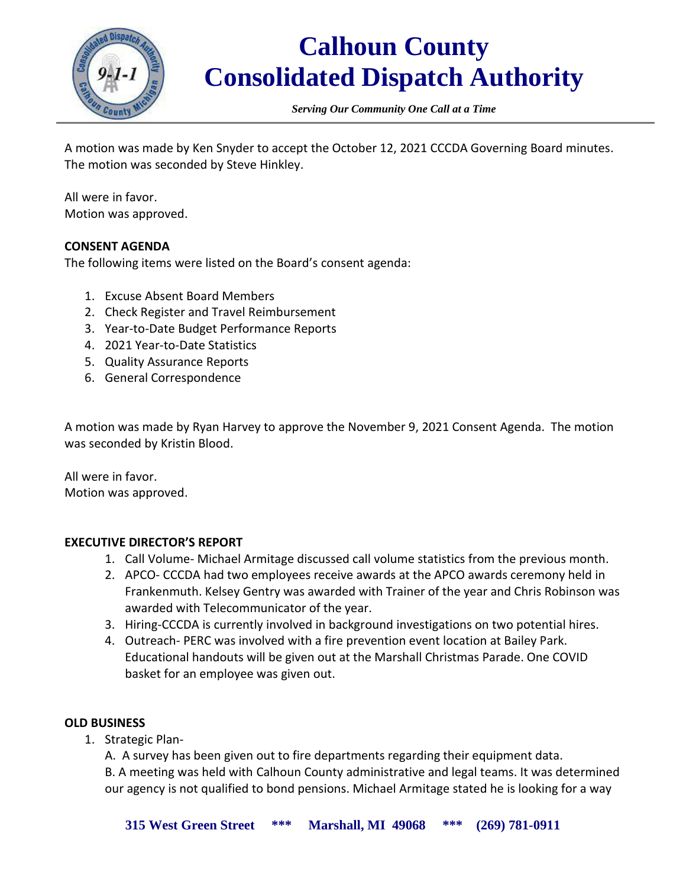A motion was made by Ken Snyder to accept the October 12, 2021 CCCDA Governing Board minutes. The motion was seconded by Steve Hinkley.

All were in favor.
Motion was approved.

**CONSENT AGENDA**
The following items were listed on the Board's consent agenda:

1. Excuse Absent Board Members
2. Check Register and Travel Reimbursement
3. Year-to-Date Budget Performance Reports
4. 2021 Year-to-Date Statistics
5. Quality Assurance Reports
6. General Correspondence

A motion was made by Ryan Harvey to approve the November 9, 2021 Consent Agenda. The motion was seconded by Kristin Blood.

All were in favor.
Motion was approved.

**EXECUTIVE DIRECTOR'S REPORT**

1. Call Volume- Michael Armitage discussed call volume statistics from the previous month.
2. APCO- CCCDA had two employees receive awards at the APCO awards ceremony held in Frankenmuth. Kelsey Gentry was awarded with Trainer of the year and Chris Robinson was awarded with Telecommunicator of the year.
3. Hiring-CCCDA is currently involved in background investigations on two potential hires.
4. Outreach- PERC was involved with a fire prevention event location at Bailey Park. Educational handouts will be given out at the Marshall Christmas Parade. One COVID basket for an employee was given out.

**OLD BUSINESS**

1. Strategic Plan-

   A. A survey has been given out to fire departments regarding their equipment data.

   B. A meeting was held with Calhoun County administrative and legal teams. It was determined our agency is not qualified to bond pensions. Michael Armitage stated he is looking for a way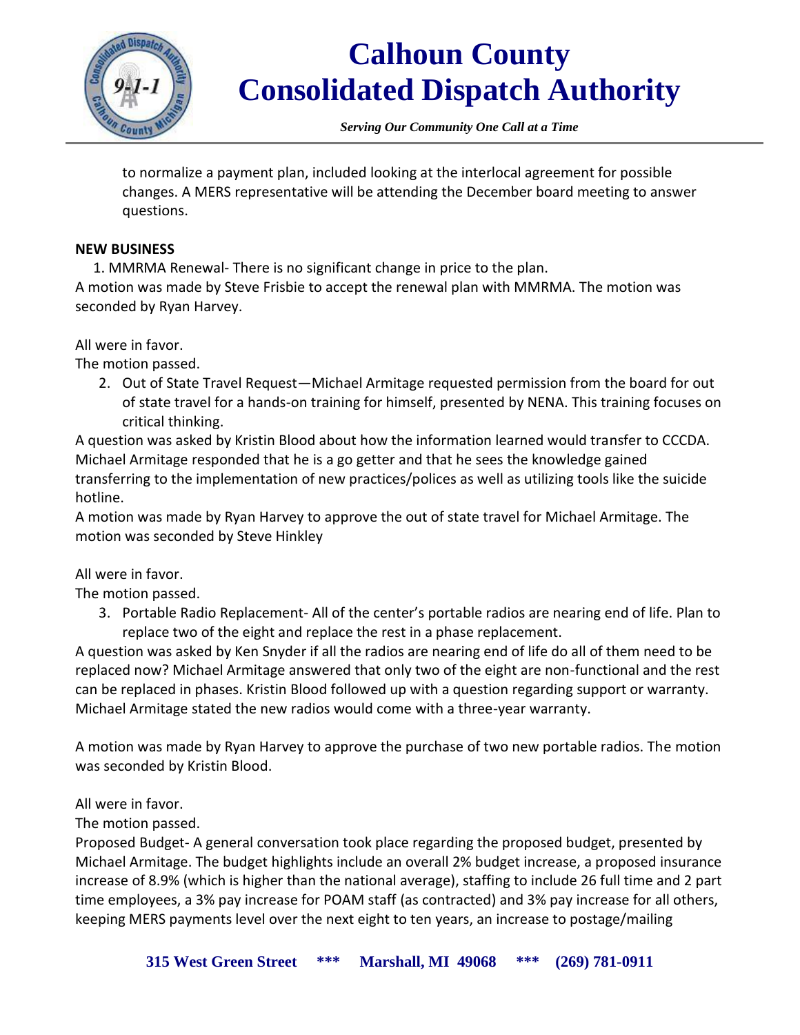to normalize a payment plan, included looking at the interlocal agreement for possible changes. A MERS representative will be attending the December board meeting to answer questions.

**NEW BUSINESS**

1. MMRMA Renewal- There is no significant change in price to the plan.

A motion was made by Steve Frisbie to accept the renewal plan with MMRMA. The motion was seconded by Ryan Harvey.

All were in favor.
The motion passed.

2. Out of State Travel Request—Michael Armitage requested permission from the board for out of state travel for a hands-on training for himself, presented by NENA. This training focuses on critical thinking.

A question was asked by Kristin Blood about how the information learned would transfer to CCCDA. Michael Armitage responded that he is a go getter and that he sees the knowledge gained transferring to the implementation of new practices/polices as well as utilizing tools like the suicide hotline.

A motion was made by Ryan Harvey to approve the out of state travel for Michael Armitage. The motion was seconded by Steve Hinkley

All were in favor.
The motion passed.

3. Portable Radio Replacement- All of the center's portable radios are nearing end of life. Plan to replace two of the eight and replace the rest in a phase replacement.

A question was asked by Ken Snyder if all the radios are nearing end of life do all of them need to be replaced now? Michael Armitage answered that only two of the eight are non-functional and the rest can be replaced in phases. Kristin Blood followed up with a question regarding support or warranty. Michael Armitage stated the new radios would come with a three-year warranty.

A motion was made by Ryan Harvey to approve the purchase of two new portable radios. The motion was seconded by Kristin Blood.

All were in favor.
The motion passed.

Proposed Budget- A general conversation took place regarding the proposed budget, presented by Michael Armitage. The budget highlights include an overall 2% budget increase, a proposed insurance increase of 8.9% (which is higher than the national average), staffing to include 26 full time and 2 part time employees, a 3% pay increase for POAM staff (as contracted) and 3% pay increase for all others, keeping MERS payments level over the next eight to ten years, an increase to postage/mailing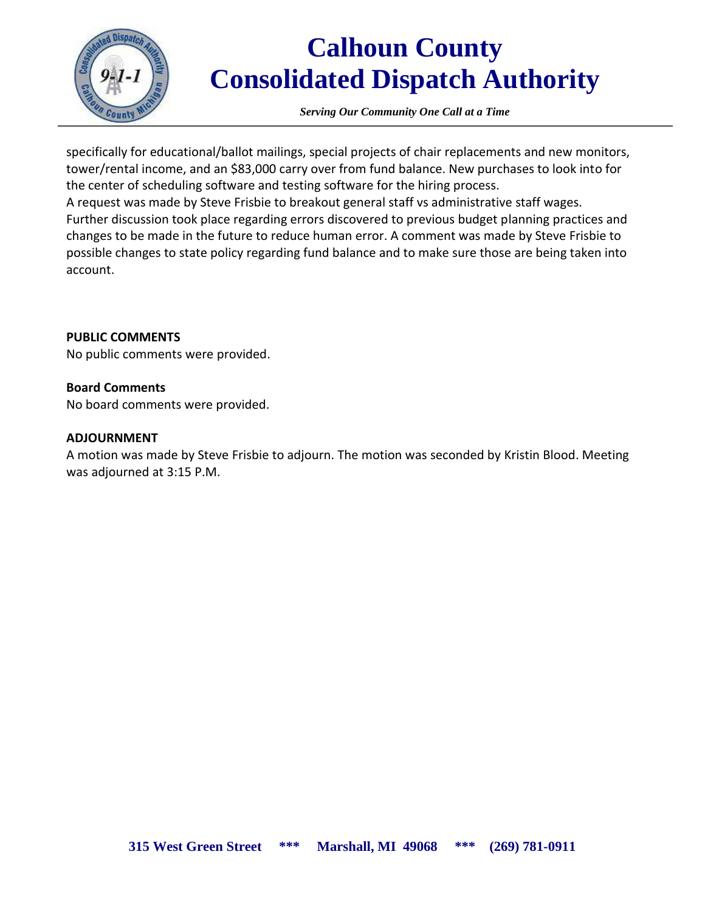specifically for educational/ballot mailings, special projects of chair replacements and new monitors, tower/rental income, and an $83,000 carry over from fund balance. New purchases to look into for the center of scheduling software and testing software for the hiring process.

A request was made by Steve Frisbie to breakout general staff vs administrative staff wages. Further discussion took place regarding errors discovered to previous budget planning practices and changes to be made in the future to reduce human error. A comment was made by Steve Frisbie to possible changes to state policy regarding fund balance and to make sure those are being taken into account.

**PUBLIC COMMENTS**

No public comments were provided.

**Board Comments**

No board comments were provided.

**ADJOURNMENT**

A motion was made by Steve Frisbie to adjourn. The motion was seconded by Kristin Blood. Meeting was adjourned at 3:15 P.M.